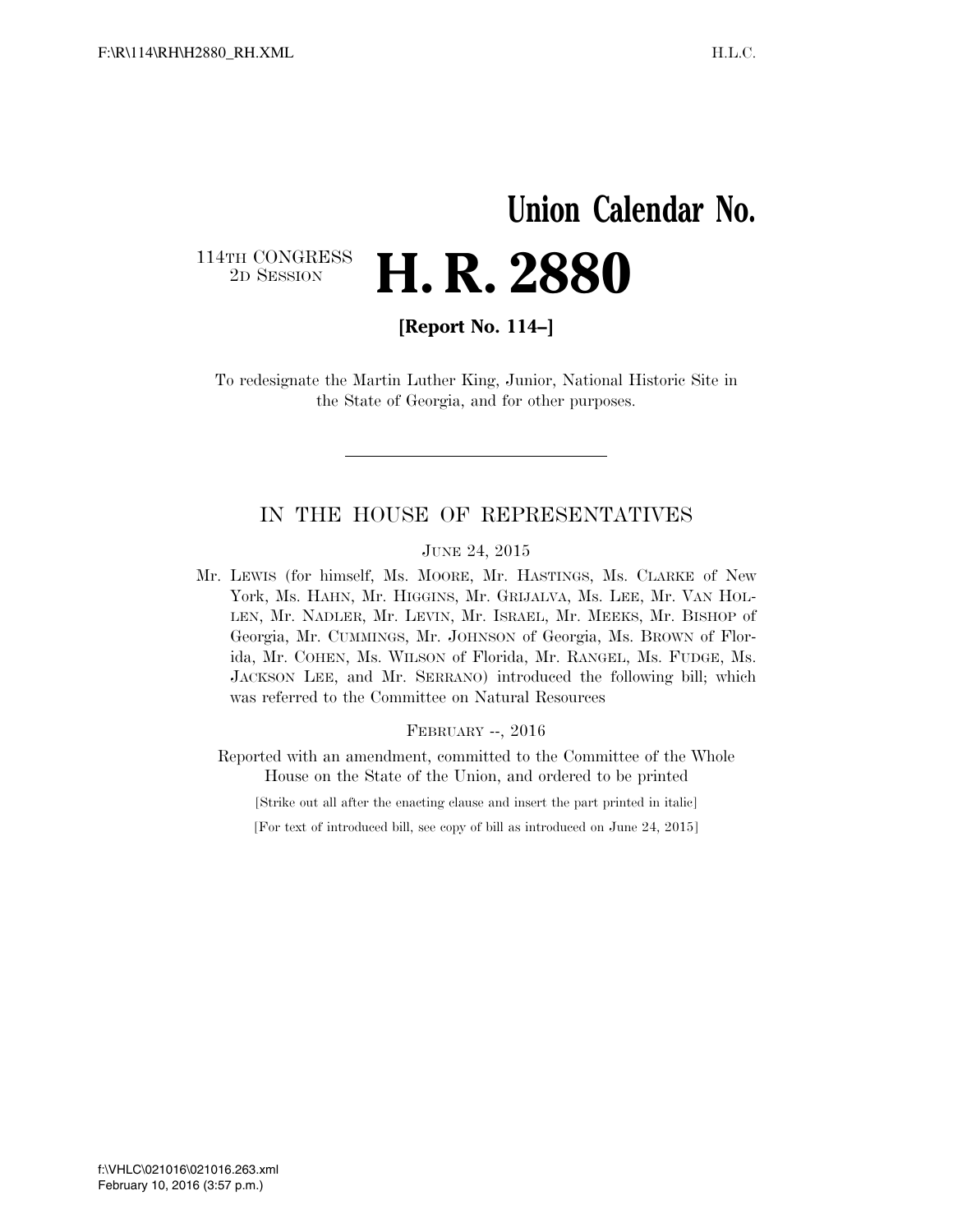# Union Calendar No.

114TH CONGRESS
2D SESSION

# H. R. 2880

**[Report No. 114–]**

To redesignate the Martin Luther King, Junior, National Historic Site in the State of Georgia, and for other purposes.

---

## IN THE HOUSE OF REPRESENTATIVES

JUNE 24, 2015

Mr. LEWIS (for himself, Ms. MOORE, Mr. HASTINGS, Ms. CLARKE of New York, Ms. HAHN, Mr. HIGGINS, Mr. GRIJALVA, Ms. LEE, Mr. VAN HOLLEN, Mr. NADLER, Mr. LEVIN, Mr. ISRAEL, Mr. MEEKS, Mr. BISHOP of Georgia, Mr. CUMMINGS, Mr. JOHNSON of Georgia, Ms. BROWN of Florida, Mr. COHEN, Ms. WILSON of Florida, Mr. RANGEL, Ms. FUDGE, Ms. JACKSON LEE, and Mr. SERRANO) introduced the following bill; which was referred to the Committee on Natural Resources

FEBRUARY --, 2016

Reported with an amendment, committed to the Committee of the Whole House on the State of the Union, and ordered to be printed

[Strike out all after the enacting clause and insert the part printed in italic]

[For text of introduced bill, see copy of bill as introduced on June 24, 2015]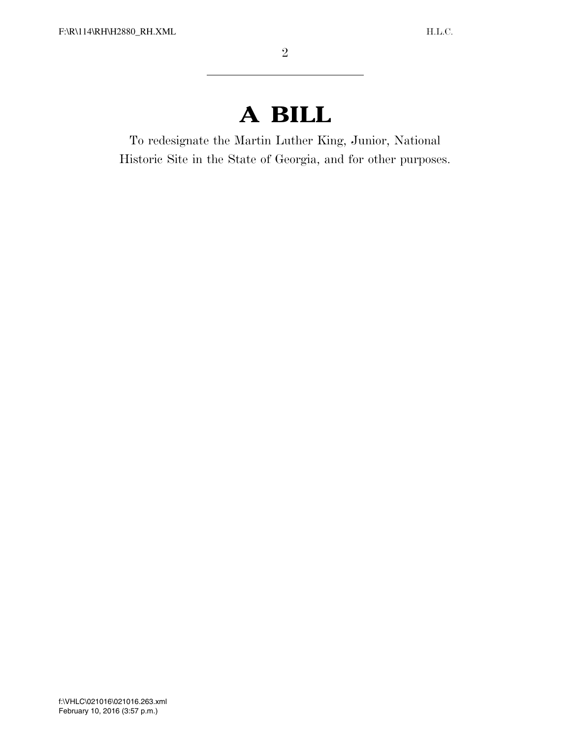# A BILL

To redesignate the Martin Luther King, Junior, National Historic Site in the State of Georgia, and for other purposes.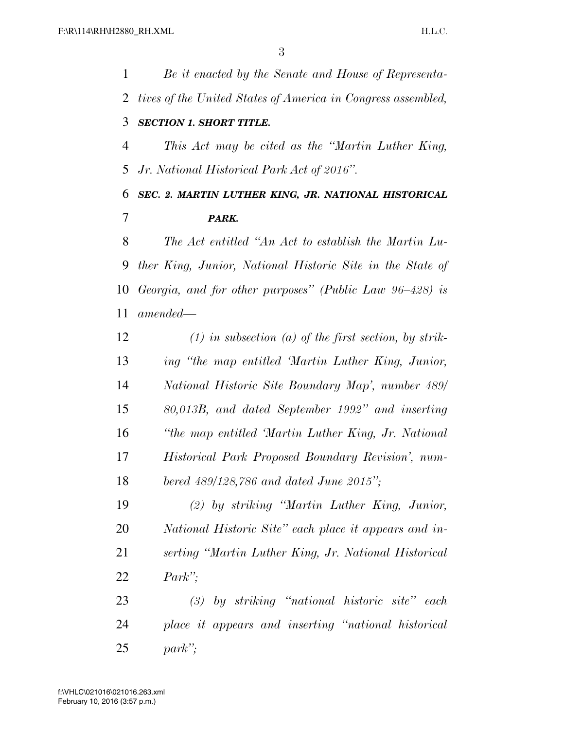*Be it enacted by the Senate and House of Representatives of the United States of America in Congress assembled,*

***SECTION 1. SHORT TITLE.***

*This Act may be cited as the "Martin Luther King, Jr. National Historical Park Act of 2016".*

***SEC. 2. MARTIN LUTHER KING, JR. NATIONAL HISTORICAL PARK.***

*The Act entitled "An Act to establish the Martin Luther King, Junior, National Historic Site in the State of Georgia, and for other purposes" (Public Law 96–428) is amended—*

*(1) in subsection (a) of the first section, by striking "the map entitled 'Martin Luther King, Junior, National Historic Site Boundary Map', number 489/80,013B, and dated September 1992" and inserting "the map entitled 'Martin Luther King, Jr. National Historical Park Proposed Boundary Revision', numbered 489/128,786 and dated June 2015";*

*(2) by striking "Martin Luther King, Junior, National Historic Site" each place it appears and inserting "Martin Luther King, Jr. National Historical Park";*

*(3) by striking "national historic site" each place it appears and inserting "national historical park";*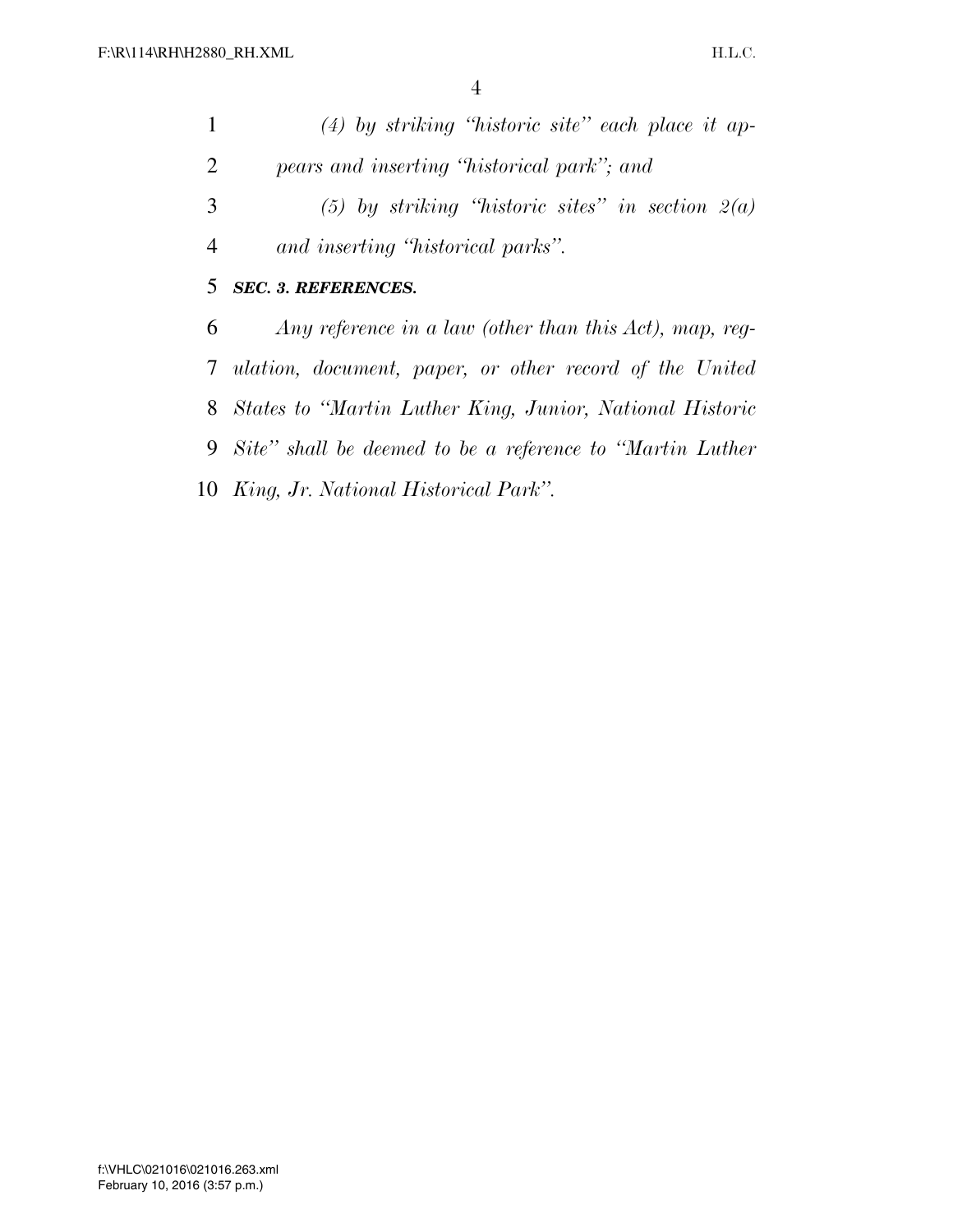*(4) by striking "historic site" each place it appears and inserting "historical park"; and*

*(5) by striking "historic sites" in section 2(a) and inserting "historical parks".*

***SEC. 3. REFERENCES.***

*Any reference in a law (other than this Act), map, regulation, document, paper, or other record of the United States to "Martin Luther King, Junior, National Historic Site" shall be deemed to be a reference to "Martin Luther King, Jr. National Historical Park".*